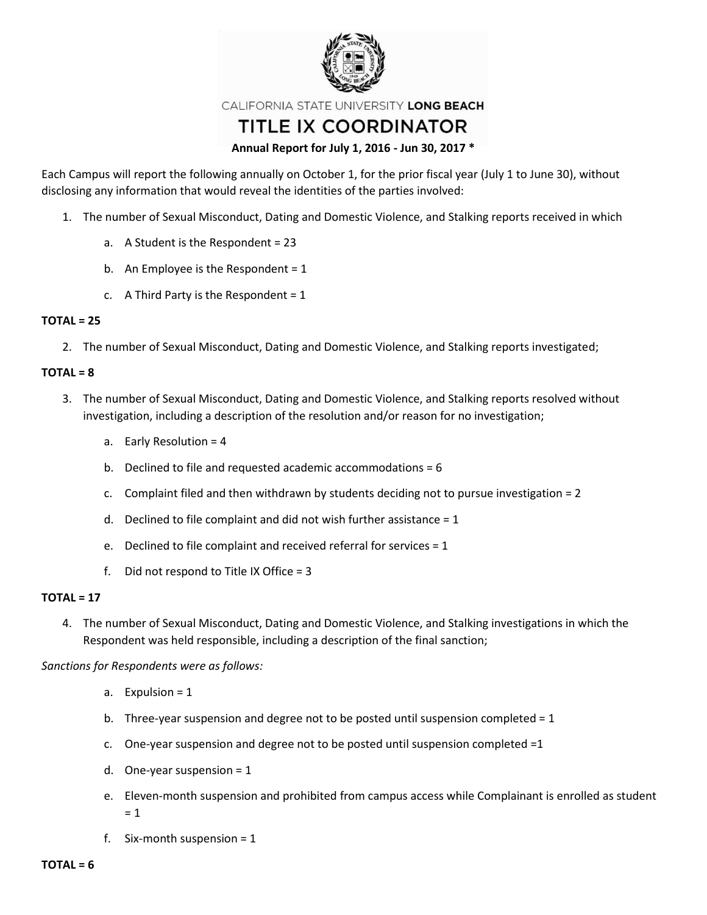CALIFORNIA STATE UNIVERSITY **LONG BEACH**

# TITLE IX COORDINATOR

**Annual Report for July 1, 2016 - Jun 30, 2017 ***

Each Campus will report the following annually on October 1, for the prior fiscal year (July 1 to June 30), without disclosing any information that would reveal the identities of the parties involved:

1. The number of Sexual Misconduct, Dating and Domestic Violence, and Stalking reports received in which
   a. A Student is the Respondent = 23
   b. An Employee is the Respondent = 1
   c. A Third Party is the Respondent = 1

**TOTAL = 25**

2. The number of Sexual Misconduct, Dating and Domestic Violence, and Stalking reports investigated;

**TOTAL = 8**

3. The number of Sexual Misconduct, Dating and Domestic Violence, and Stalking reports resolved without investigation, including a description of the resolution and/or reason for no investigation;
   a. Early Resolution = 4
   b. Declined to file and requested academic accommodations = 6
   c. Complaint filed and then withdrawn by students deciding not to pursue investigation = 2
   d. Declined to file complaint and did not wish further assistance = 1
   e. Declined to file complaint and received referral for services = 1
   f. Did not respond to Title IX Office = 3

**TOTAL = 17**

4. The number of Sexual Misconduct, Dating and Domestic Violence, and Stalking investigations in which the Respondent was held responsible, including a description of the final sanction;

*Sanctions for Respondents were as follows:*

   a. Expulsion = 1
   b. Three-year suspension and degree not to be posted until suspension completed = 1
   c. One-year suspension and degree not to be posted until suspension completed =1
   d. One-year suspension = 1
   e. Eleven-month suspension and prohibited from campus access while Complainant is enrolled as student = 1
   f. Six-month suspension = 1

**TOTAL = 6**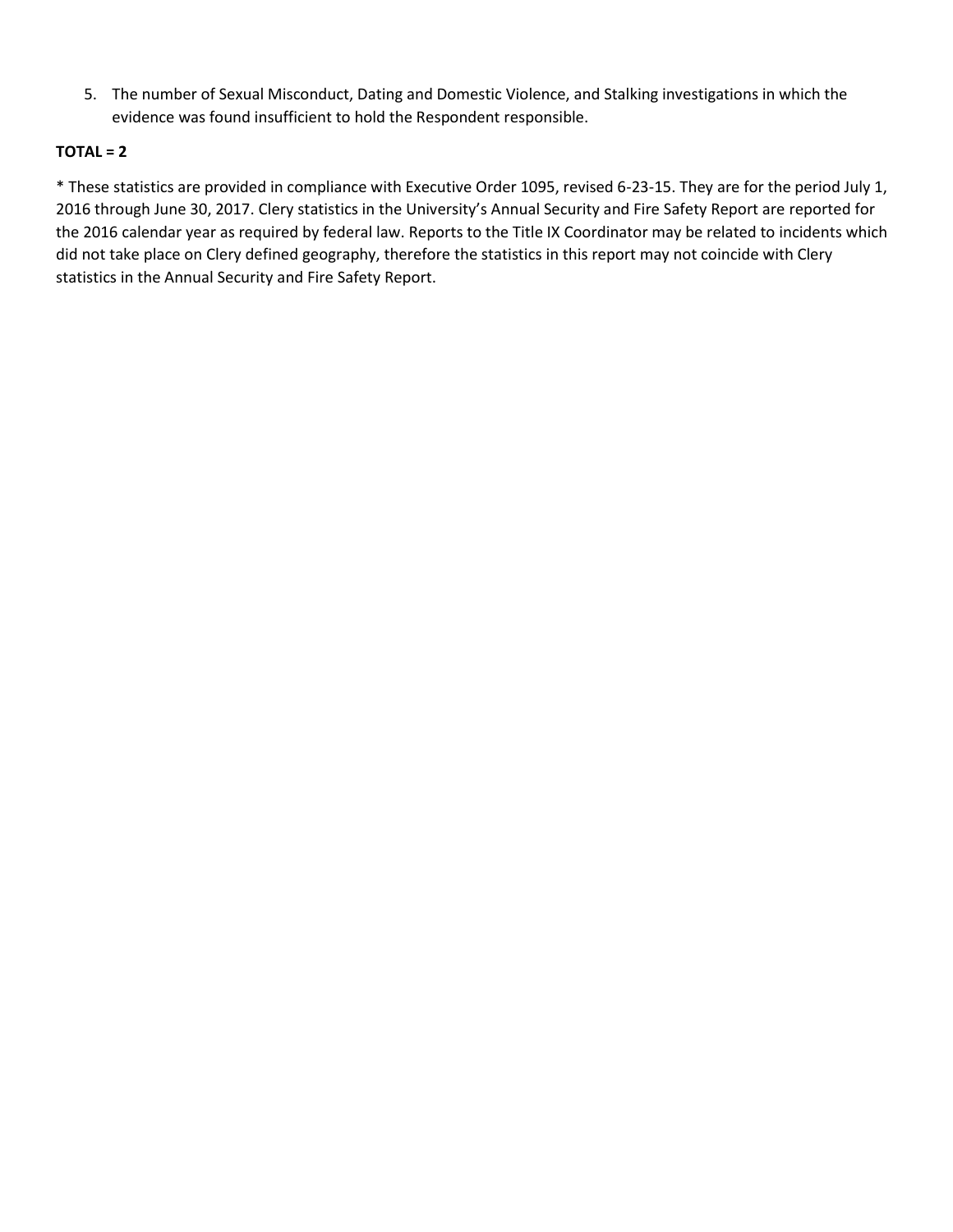5. The number of Sexual Misconduct, Dating and Domestic Violence, and Stalking investigations in which the evidence was found insufficient to hold the Respondent responsible.

**TOTAL = 2**

* These statistics are provided in compliance with Executive Order 1095, revised 6-23-15. They are for the period July 1, 2016 through June 30, 2017. Clery statistics in the University's Annual Security and Fire Safety Report are reported for the 2016 calendar year as required by federal law. Reports to the Title IX Coordinator may be related to incidents which did not take place on Clery defined geography, therefore the statistics in this report may not coincide with Clery statistics in the Annual Security and Fire Safety Report.